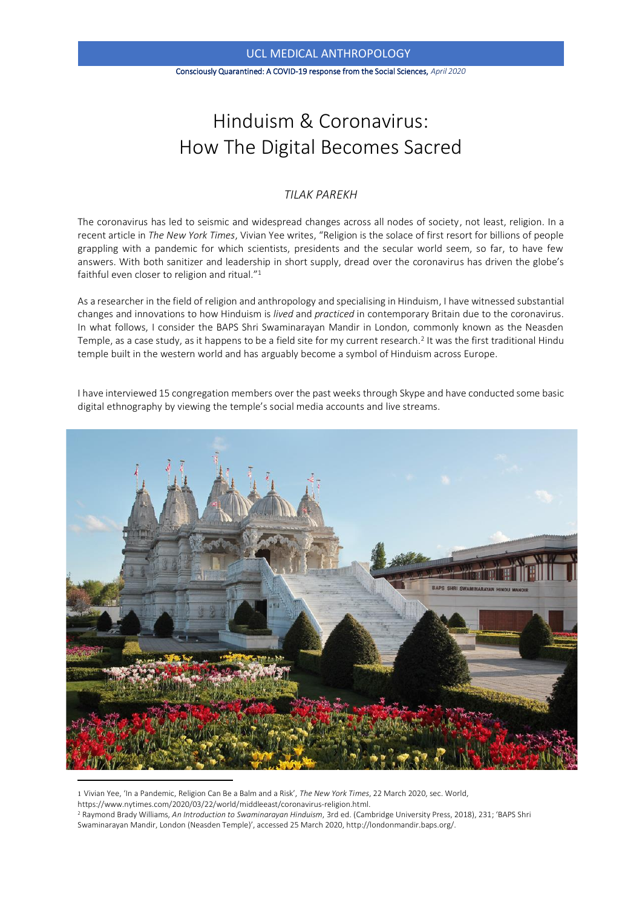# Hinduism & Coronavirus: How The Digital Becomes Sacred

*TILAK PAREKH*

The coronavirus has led to seismic and widespread changes across all nodes of society, not least, religion. In a recent article in *The New York Times*, Vivian Yee writes, "Religion is the solace of first resort for billions of people grappling with a pandemic for which scientists, presidents and the secular world seem, so far, to have few answers. With both sanitizer and leadership in short supply, dread over the coronavirus has driven the globe's faithful even closer to religion and ritual."[1]

As a researcher in the field of religion and anthropology and specialising in Hinduism, I have witnessed substantial changes and innovations to how Hinduism is *lived* and *practiced* in contemporary Britain due to the coronavirus. In what follows, I consider the BAPS Shri Swaminarayan Mandir in London, commonly known as the Neasden Temple, as a case study, as it happens to be a field site for my current research.[2] It was the first traditional Hindu temple built in the western world and has arguably become a symbol of Hinduism across Europe.

I have interviewed 15 congregation members over the past weeks through Skype and have conducted some basic digital ethnography by viewing the temple's social media accounts and live streams.

---

1 Vivian Yee, 'In a Pandemic, Religion Can Be a Balm and a Risk', *The New York Times*, 22 March 2020, sec. World, https://www.nytimes.com/2020/03/22/world/middleeast/coronavirus-religion.html.

2 Raymond Brady Williams, *An Introduction to Swaminarayan Hinduism*, 3rd ed. (Cambridge University Press, 2018), 231; 'BAPS Shri Swaminarayan Mandir, London (Neasden Temple)', accessed 25 March 2020, http://londonmandir.baps.org/.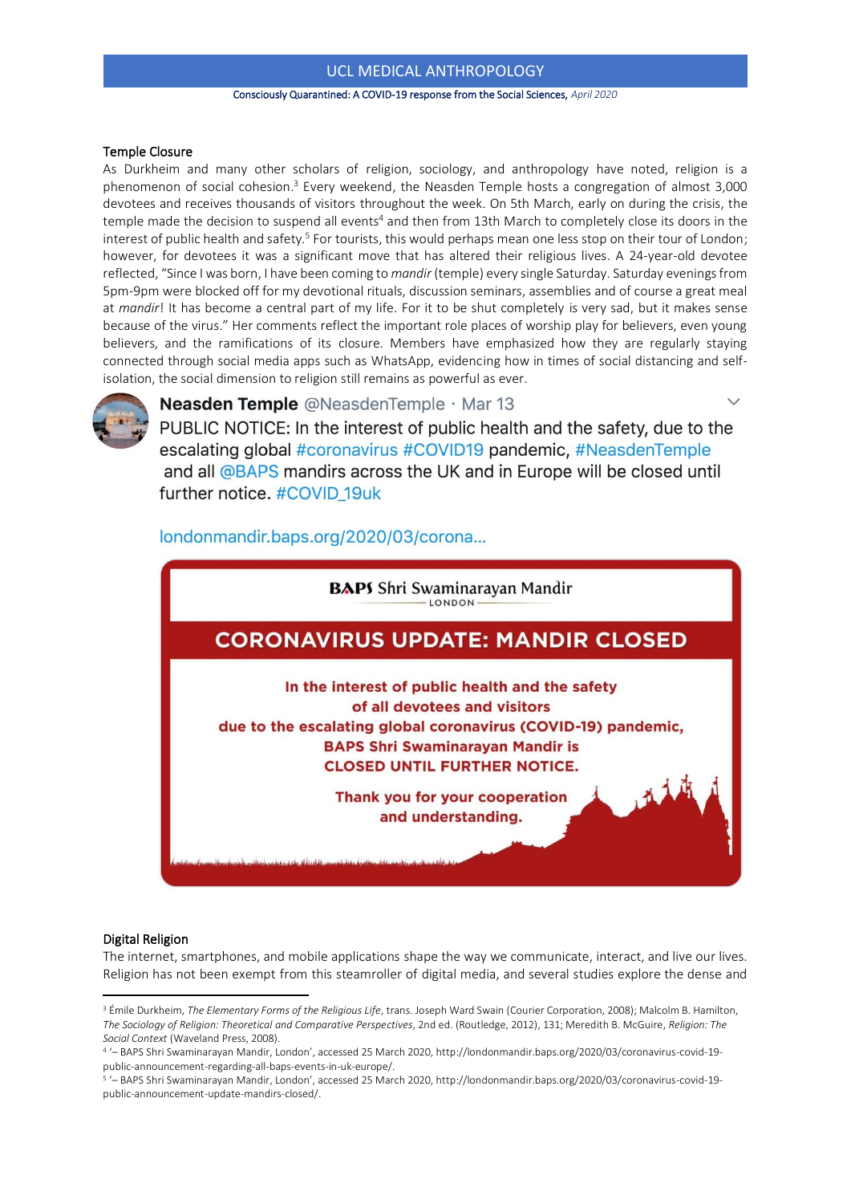### Temple Closure

As Durkheim and many other scholars of religion, sociology, and anthropology have noted, religion is a phenomenon of social cohesion.[3] Every weekend, the Neasden Temple hosts a congregation of almost 3,000 devotees and receives thousands of visitors throughout the week. On 5th March, early on during the crisis, the temple made the decision to suspend all events[4] and then from 13th March to completely close its doors in the interest of public health and safety.[5] For tourists, this would perhaps mean one less stop on their tour of London; however, for devotees it was a significant move that has altered their religious lives. A 24-year-old devotee reflected, "Since I was born, I have been coming to *mandir* (temple) every single Saturday. Saturday evenings from 5pm-9pm were blocked off for my devotional rituals, discussion seminars, assemblies and of course a great meal at *mandir*! It has become a central part of my life. For it to be shut completely is very sad, but it makes sense because of the virus." Her comments reflect the important role places of worship play for believers, even young believers, and the ramifications of its closure. Members have emphasized how they are regularly staying connected through social media apps such as WhatsApp, evidencing how in times of social distancing and self-isolation, the social dimension to religion still remains as powerful as ever.

**Neasden Temple** @NeasdenTemple · Mar 13

PUBLIC NOTICE: In the interest of public health and the safety, due to the escalating global #coronavirus #COVID19 pandemic, #NeasdenTemple and all @BAPS mandirs across the UK and in Europe will be closed until further notice. #COVID_19uk

londonmandir.baps.org/2020/03/corona...

**BAPS Shri Swaminarayan Mandir**
LONDON

**CORONAVIRUS UPDATE: MANDIR CLOSED**

**In the interest of public health and the safety of all devotees and visitors due to the escalating global coronavirus (COVID-19) pandemic, BAPS Shri Swaminarayan Mandir is CLOSED UNTIL FURTHER NOTICE.**

**Thank you for your cooperation and understanding.**

### Digital Religion

The internet, smartphones, and mobile applications shape the way we communicate, interact, and live our lives. Religion has not been exempt from this steamroller of digital media, and several studies explore the dense and

---

[3] Émile Durkheim, *The Elementary Forms of the Religious Life*, trans. Joseph Ward Swain (Courier Corporation, 2008); Malcolm B. Hamilton, *The Sociology of Religion: Theoretical and Comparative Perspectives*, 2nd ed. (Routledge, 2012), 131; Meredith B. McGuire, *Religion: The Social Context* (Waveland Press, 2008).

[4] '– BAPS Shri Swaminarayan Mandir, London', accessed 25 March 2020, http://londonmandir.baps.org/2020/03/coronavirus-covid-19-public-announcement-regarding-all-baps-events-in-uk-europe/.

[5] '– BAPS Shri Swaminarayan Mandir, London', accessed 25 March 2020, http://londonmandir.baps.org/2020/03/coronavirus-covid-19-public-announcement-update-mandirs-closed/.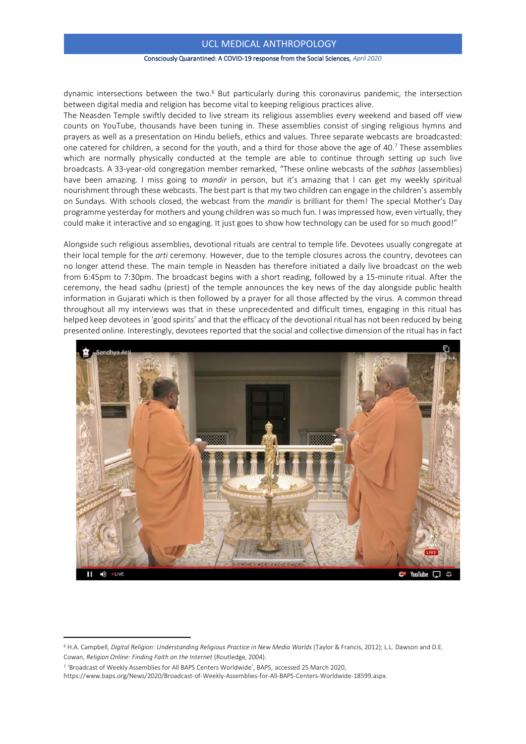dynamic intersections between the two.[6] But particularly during this coronavirus pandemic, the intersection between digital media and religion has become vital to keeping religious practices alive.
The Neasden Temple swiftly decided to live stream its religious assemblies every weekend and based off view counts on YouTube, thousands have been tuning in. These assemblies consist of singing religious hymns and prayers as well as a presentation on Hindu beliefs, ethics and values. Three separate webcasts are broadcasted: one catered for children, a second for the youth, and a third for those above the age of 40.[7] These assemblies which are normally physically conducted at the temple are able to continue through setting up such live broadcasts. A 33-year-old congregation member remarked, "These online webcasts of the *sabhas* (assemblies) have been amazing. I miss going to *mandir* in person, but it's amazing that I can get my weekly spiritual nourishment through these webcasts. The best part is that my two children can engage in the children's assembly on Sundays. With schools closed, the webcast from the *mandir* is brilliant for them! The special Mother's Day programme yesterday for mothers and young children was so much fun. I was impressed how, even virtually, they could make it interactive and so engaging. It just goes to show how technology can be used for so much good!"

Alongside such religious assemblies, devotional rituals are central to temple life. Devotees usually congregate at their local temple for the *arti* ceremony. However, due to the temple closures across the country, devotees can no longer attend these. The main temple in Neasden has therefore initiated a daily live broadcast on the web from 6:45pm to 7:30pm. The broadcast begins with a short reading, followed by a 15-minute ritual. After the ceremony, the head sadhu (priest) of the temple announces the key news of the day alongside public health information in Gujarati which is then followed by a prayer for all those affected by the virus. A common thread throughout all my interviews was that in these unprecedented and difficult times, engaging in this ritual has helped keep devotees in 'good spirits' and that the efficacy of the devotional ritual has not been reduced by being presented online. Interestingly, devotees reported that the social and collective dimension of the ritual has in fact

---

[6] H.A. Campbell, *Digital Religion: Understanding Religious Practice in New Media Worlds* (Taylor & Francis, 2012); L.L. Dawson and D.E. Cowan, *Religion Online: Finding Faith on the Internet* (Routledge, 2004).

[7] 'Broadcast of Weekly Assemblies for All BAPS Centers Worldwide', BAPS, accessed 25 March 2020, https://www.baps.org/News/2020/Broadcast-of-Weekly-Assemblies-for-All-BAPS-Centers-Worldwide-18599.aspx.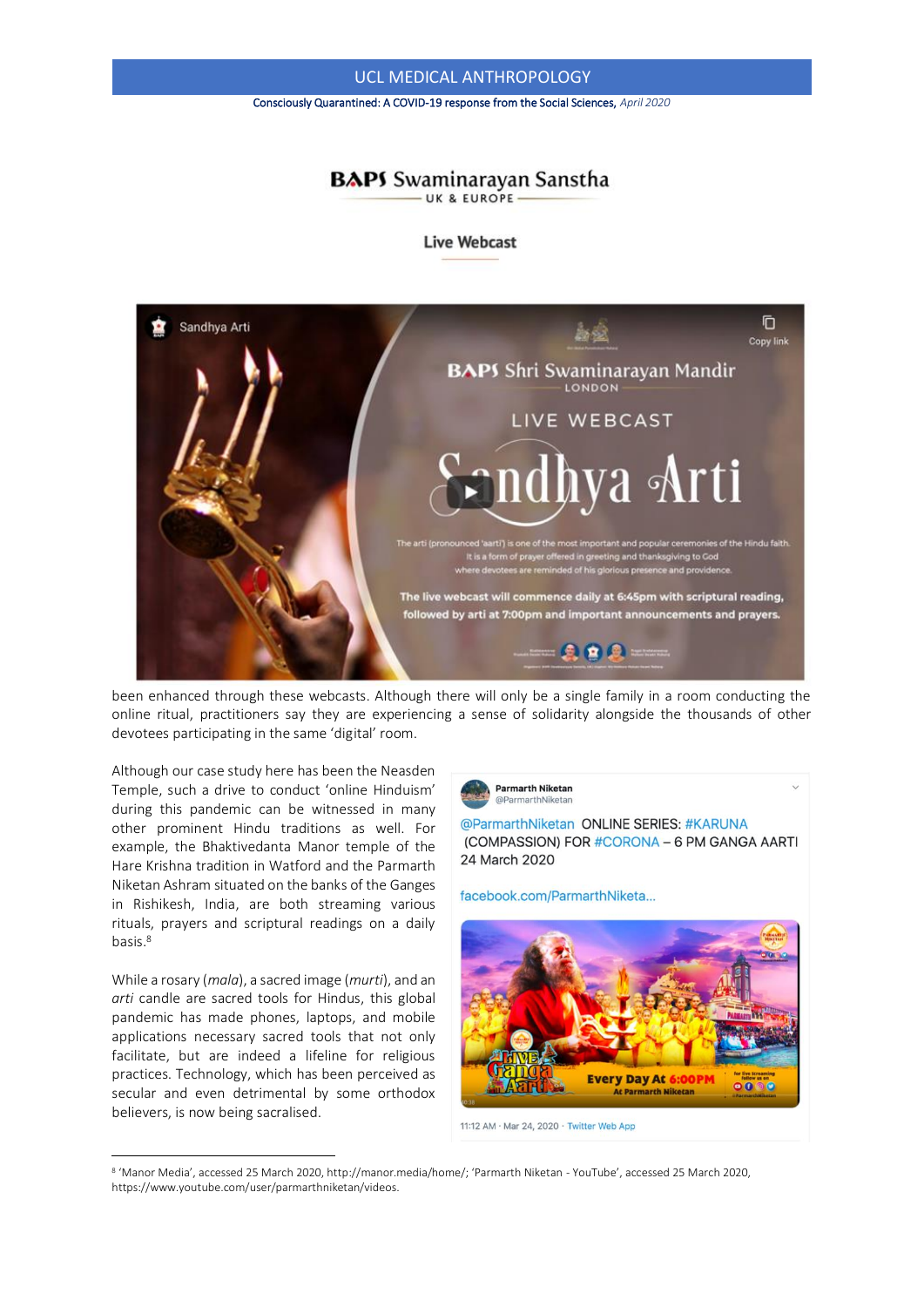BAPS Swaminarayan Sanstha
UK & EUROPE

Live Webcast

Sandhya Arti

BAPS Shri Swaminarayan Mandir
LONDON

LIVE WEBCAST

Sandhya Arti

The arti (pronounced 'aarti') is one of the most important and popular ceremonies of the Hindu faith. It is a form of prayer offered in greeting and thanksgiving to God where devotees are reminded of his glorious presence and providence.

The live webcast will commence daily at 6:45pm with scriptural reading, followed by arti at 7:00pm and important announcements and prayers.

been enhanced through these webcasts. Although there will only be a single family in a room conducting the online ritual, practitioners say they are experiencing a sense of solidarity alongside the thousands of other devotees participating in the same 'digital' room.

Although our case study here has been the Neasden Temple, such a drive to conduct 'online Hinduism' during this pandemic can be witnessed in many other prominent Hindu traditions as well. For example, the Bhaktivedanta Manor temple of the Hare Krishna tradition in Watford and the Parmarth Niketan Ashram situated on the banks of the Ganges in Rishikesh, India, are both streaming various rituals, prayers and scriptural readings on a daily basis.[8]

While a rosary (*mala*), a sacred image (*murti*), and an *arti* candle are sacred tools for Hindus, this global pandemic has made phones, laptops, and mobile applications necessary sacred tools that not only facilitate, but are indeed a lifeline for religious practices. Technology, which has been perceived as secular and even detrimental by some orthodox believers, is now being sacralised.

Parmarth Niketan
@ParmarthNiketan

@ParmarthNiketan ONLINE SERIES: #KARUNA (COMPASSION) FOR #CORONA – 6 PM GANGA AARTI 24 March 2020

facebook.com/ParmarthNiketa...

LIVE Ganga Aarti
Every Day At 6:00PM
At Parmarth Niketan

11:12 AM · Mar 24, 2020 · Twitter Web App

[8] 'Manor Media', accessed 25 March 2020, http://manor.media/home/; 'Parmarth Niketan - YouTube', accessed 25 March 2020, https://www.youtube.com/user/parmarthniketan/videos.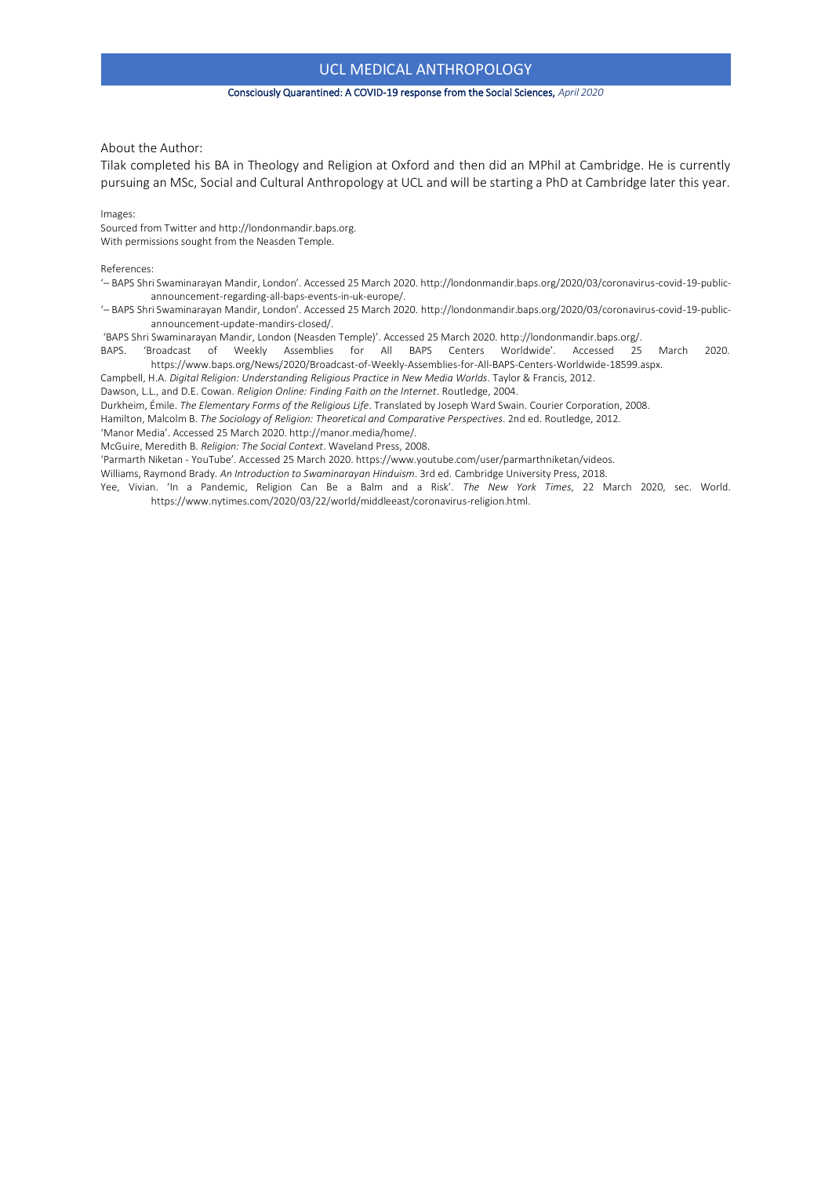About the Author:

Tilak completed his BA in Theology and Religion at Oxford and then did an MPhil at Cambridge. He is currently pursuing an MSc, Social and Cultural Anthropology at UCL and will be starting a PhD at Cambridge later this year.

Images:

Sourced from Twitter and http://londonmandir.baps.org.
With permissions sought from the Neasden Temple.

References:

'– BAPS Shri Swaminarayan Mandir, London'. Accessed 25 March 2020. http://londonmandir.baps.org/2020/03/coronavirus-covid-19-public-announcement-regarding-all-baps-events-in-uk-europe/.

'– BAPS Shri Swaminarayan Mandir, London'. Accessed 25 March 2020. http://londonmandir.baps.org/2020/03/coronavirus-covid-19-public-announcement-update-mandirs-closed/.

'BAPS Shri Swaminarayan Mandir, London (Neasden Temple)'. Accessed 25 March 2020. http://londonmandir.baps.org/.

BAPS. 'Broadcast of Weekly Assemblies for All BAPS Centers Worldwide'. Accessed 25 March 2020. https://www.baps.org/News/2020/Broadcast-of-Weekly-Assemblies-for-All-BAPS-Centers-Worldwide-18599.aspx.

Campbell, H.A. *Digital Religion: Understanding Religious Practice in New Media Worlds*. Taylor & Francis, 2012.

Dawson, L.L., and D.E. Cowan. *Religion Online: Finding Faith on the Internet*. Routledge, 2004.

Durkheim, Émile. *The Elementary Forms of the Religious Life*. Translated by Joseph Ward Swain. Courier Corporation, 2008.

Hamilton, Malcolm B. *The Sociology of Religion: Theoretical and Comparative Perspectives*. 2nd ed. Routledge, 2012.

'Manor Media'. Accessed 25 March 2020. http://manor.media/home/.

McGuire, Meredith B. *Religion: The Social Context*. Waveland Press, 2008.

'Parmarth Niketan - YouTube'. Accessed 25 March 2020. https://www.youtube.com/user/parmarthniketan/videos.

Williams, Raymond Brady. *An Introduction to Swaminarayan Hinduism*. 3rd ed. Cambridge University Press, 2018.

Yee, Vivian. 'In a Pandemic, Religion Can Be a Balm and a Risk'. *The New York Times*, 22 March 2020, sec. World. https://www.nytimes.com/2020/03/22/world/middleeast/coronavirus-religion.html.